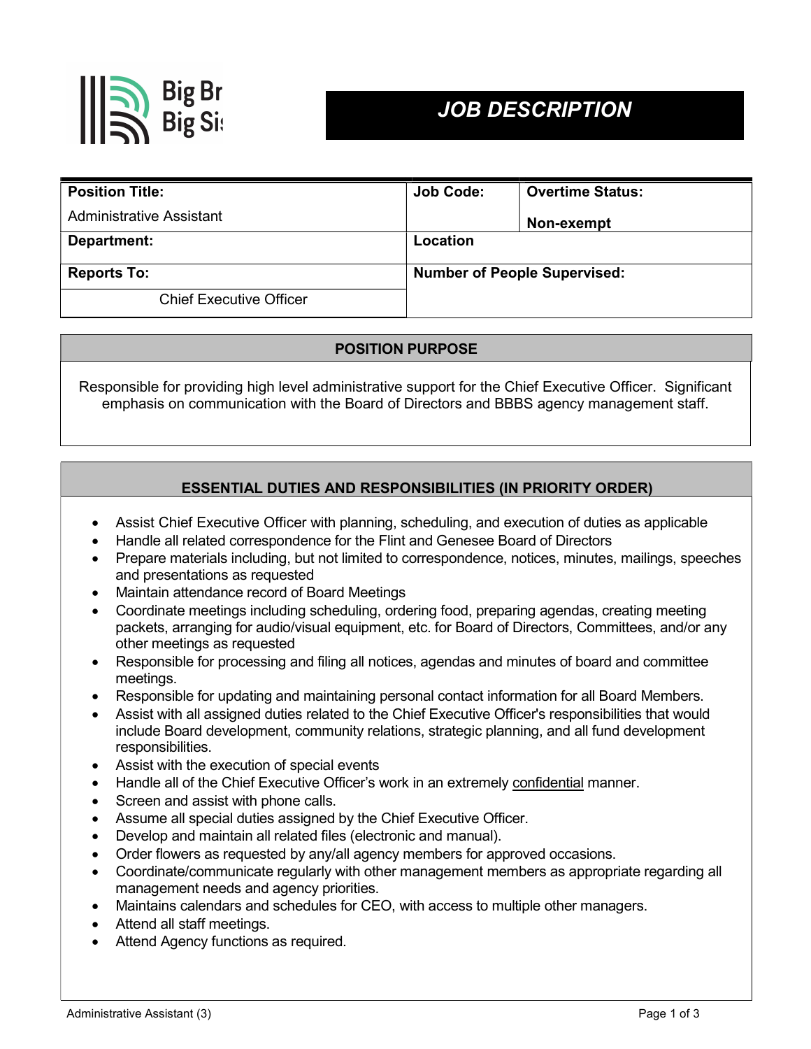Big Brothers Big Sisters

# JOB DESCRIPTION

| Position Title: Administrative Assistant | Job Code: | Overtime Status: Non-exempt |
|---|---|---|
| Department: | Location | |
| Reports To: Chief Executive Officer | Number of People Supervised: | |

## POSITION PURPOSE

Responsible for providing high level administrative support for the Chief Executive Officer. Significant emphasis on communication with the Board of Directors and BBBS agency management staff.

## ESSENTIAL DUTIES AND RESPONSIBILITIES (IN PRIORITY ORDER)

- Assist Chief Executive Officer with planning, scheduling, and execution of duties as applicable
- Handle all related correspondence for the Flint and Genesee Board of Directors
- Prepare materials including, but not limited to correspondence, notices, minutes, mailings, speeches and presentations as requested
- Maintain attendance record of Board Meetings
- Coordinate meetings including scheduling, ordering food, preparing agendas, creating meeting packets, arranging for audio/visual equipment, etc. for Board of Directors, Committees, and/or any other meetings as requested
- Responsible for processing and filing all notices, agendas and minutes of board and committee meetings.
- Responsible for updating and maintaining personal contact information for all Board Members.
- Assist with all assigned duties related to the Chief Executive Officer's responsibilities that would include Board development, community relations, strategic planning, and all fund development responsibilities.
- Assist with the execution of special events
- Handle all of the Chief Executive Officer's work in an extremely confidential manner.
- Screen and assist with phone calls.
- Assume all special duties assigned by the Chief Executive Officer.
- Develop and maintain all related files (electronic and manual).
- Order flowers as requested by any/all agency members for approved occasions.
- Coordinate/communicate regularly with other management members as appropriate regarding all management needs and agency priorities.
- Maintains calendars and schedules for CEO, with access to multiple other managers.
- Attend all staff meetings.
- Attend Agency functions as required.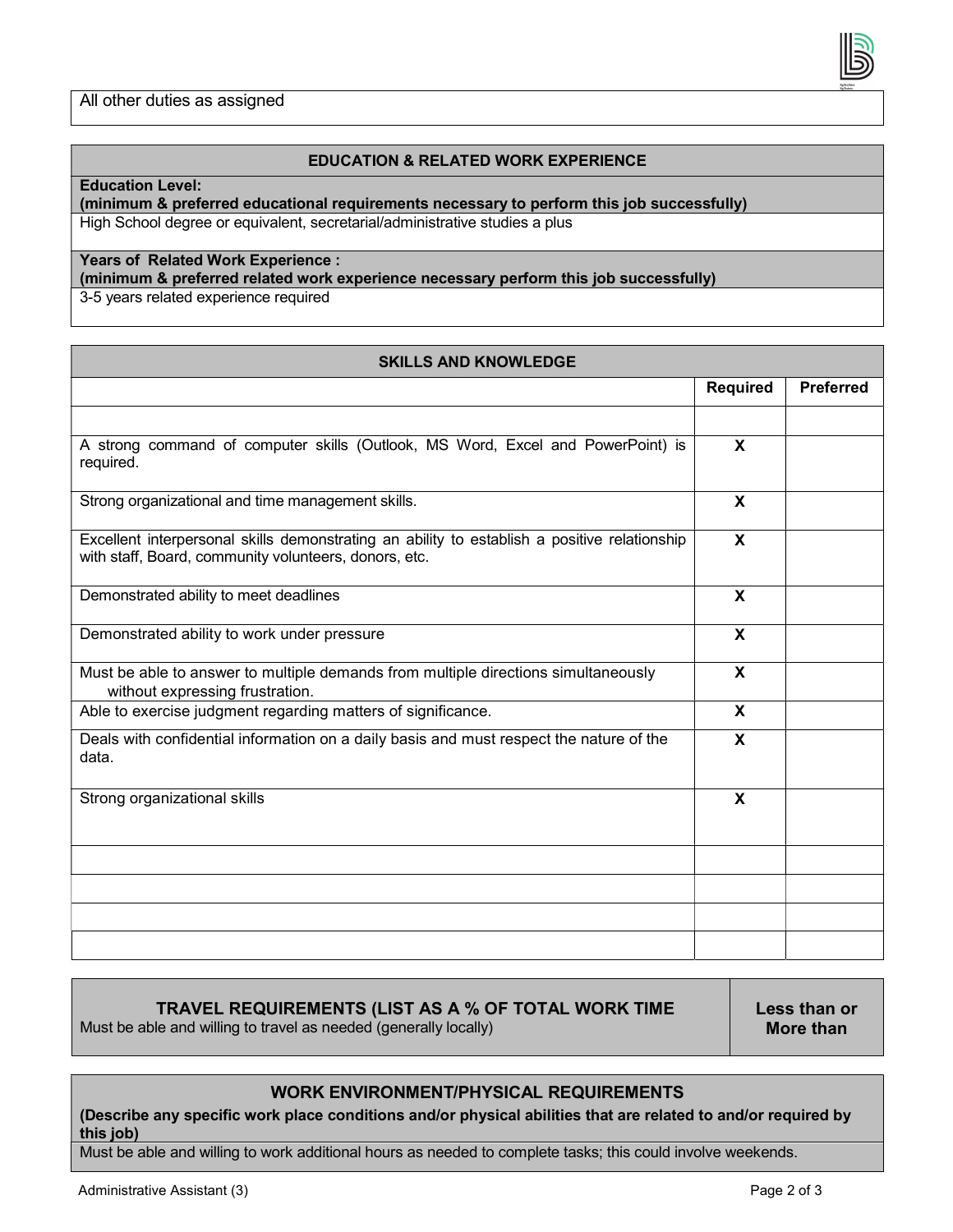All other duties as assigned

## EDUCATION & RELATED WORK EXPERIENCE

**Education Level:**
**(minimum & preferred educational requirements necessary to perform this job successfully)**

High School degree or equivalent, secretarial/administrative studies a plus

**Years of Related Work Experience :**
**(minimum & preferred related work experience necessary perform this job successfully)**

3-5 years related experience required

## SKILLS AND KNOWLEDGE

| | Required | Preferred |
|---|---|---|
| | | |
| A strong command of computer skills (Outlook, MS Word, Excel and PowerPoint) is required. | X | |
| Strong organizational and time management skills. | X | |
| Excellent interpersonal skills demonstrating an ability to establish a positive relationship with staff, Board, community volunteers, donors, etc. | X | |
| Demonstrated ability to meet deadlines | X | |
| Demonstrated ability to work under pressure | X | |
| Must be able to answer to multiple demands from multiple directions simultaneously without expressing frustration. | X | |
| Able to exercise judgment regarding matters of significance. | X | |
| Deals with confidential information on a daily basis and must respect the nature of the data. | X | |
| Strong organizational skills | X | |
| | | |
| | | |
| | | |
| | | |

| **TRAVEL REQUIREMENTS (LIST AS A % OF TOTAL WORK TIME** | **Less than or More than** |
|---|---|
| Must be able and willing to travel as needed (generally locally) | |

## WORK ENVIRONMENT/PHYSICAL REQUIREMENTS

**(Describe any specific work place conditions and/or physical abilities that are related to and/or required by this job)**

Must be able and willing to work additional hours as needed to complete tasks; this could involve weekends.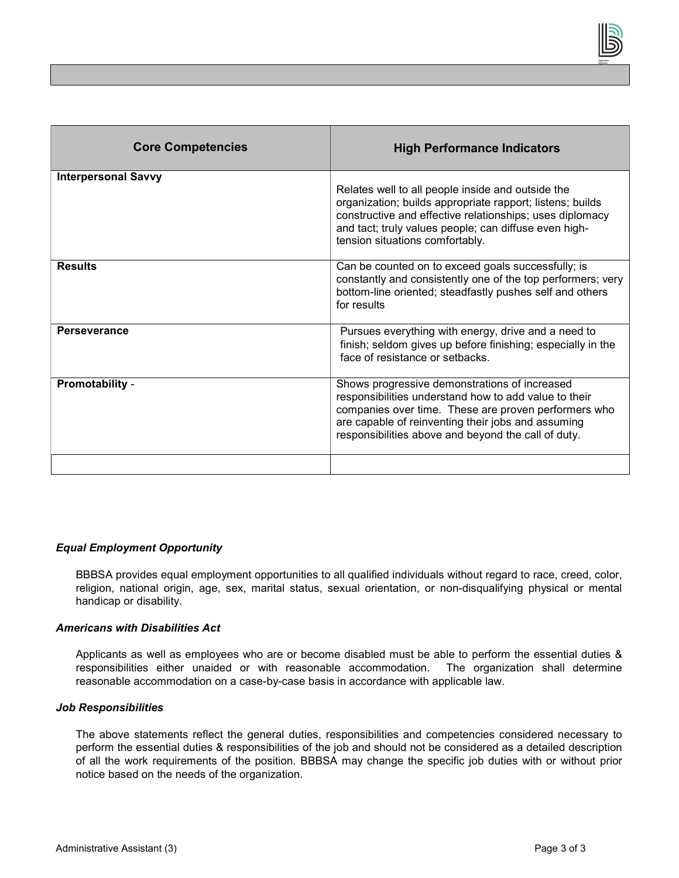| Core Competencies | High Performance Indicators |
|---|---|
| **Interpersonal Savvy** | Relates well to all people inside and outside the organization; builds appropriate rapport; listens; builds constructive and effective relationships; uses diplomacy and tact; truly values people; can diffuse even high-tension situations comfortably. |
| **Results** | Can be counted on to exceed goals successfully; is constantly and consistently one of the top performers; very bottom-line oriented; steadfastly pushes self and others for results |
| **Perseverance** | Pursues everything with energy, drive and a need to finish; seldom gives up before finishing; especially in the face of resistance or setbacks. |
| **Promotability** - | Shows progressive demonstrations of increased responsibilities understand how to add value to their companies over time. These are proven performers who are capable of reinventing their jobs and assuming responsibilities above and beyond the call of duty. |
| | |

***Equal Employment Opportunity***

BBBSA provides equal employment opportunities to all qualified individuals without regard to race, creed, color, religion, national origin, age, sex, marital status, sexual orientation, or non-disqualifying physical or mental handicap or disability.

***Americans with Disabilities Act***

Applicants as well as employees who are or become disabled must be able to perform the essential duties & responsibilities either unaided or with reasonable accommodation. The organization shall determine reasonable accommodation on a case-by-case basis in accordance with applicable law.

***Job Responsibilities***

The above statements reflect the general duties, responsibilities and competencies considered necessary to perform the essential duties & responsibilities of the job and should not be considered as a detailed description of all the work requirements of the position. BBBSA may change the specific job duties with or without prior notice based on the needs of the organization.